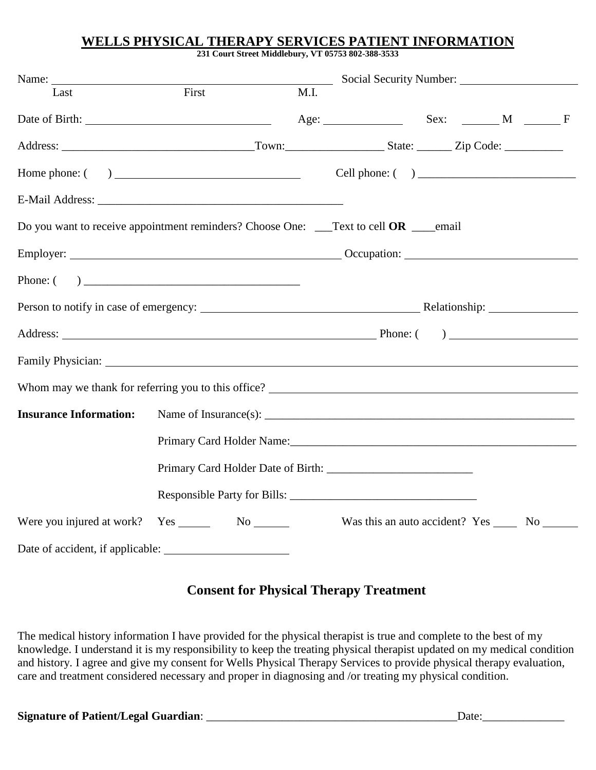# WELLS PHYSICAL THERAPY SERVICES PATIENT INFORMATION

**231 Court Street Middlebury, VT 05753 802-388-3533**

Name: ______________________________________________ Social Security Number: ____________________

Last First M.I.

Date of Birth: ______________________________ Age: ____________ Sex: ______ M ______ F

Address: ________________________________Town:________________ State: ______ Zip Code: __________

Home phone: ( ) ______________________________ Cell phone: ( ) __________________________

E-Mail Address: ___________________________________________

Do you want to receive appointment reminders? Choose One: ___Text to cell **OR** ____email

Employer: ______________________________________________ Occupation: ____________________________

Phone: ( ) ____________________________________

Person to notify in case of emergency: ____________________________________ Relationship: _______________

Address: _______________________________________________________ Phone: ( ) _____________________

Family Physician: _______________________________________________________________________________

Whom may we thank for referring you to this office? _____________________________________________________

**Insurance Information:** Name of Insurance(s): _______________________________________________________

Primary Card Holder Name:_______________________________________________

Primary Card Holder Date of Birth: ________________________

Responsible Party for Bills: ______________________________

Were you injured at work? Yes _____ No ______ Was this an auto accident? Yes ____ No ______

Date of accident, if applicable: ____________________

## Consent for Physical Therapy Treatment

The medical history information I have provided for the physical therapist is true and complete to the best of my knowledge. I understand it is my responsibility to keep the treating physical therapist updated on my medical condition and history. I agree and give my consent for Wells Physical Therapy Services to provide physical therapy evaluation, care and treatment considered necessary and proper in diagnosing and /or treating my physical condition.

**Signature of Patient/Legal Guardian**: ___________________________________________Date:______________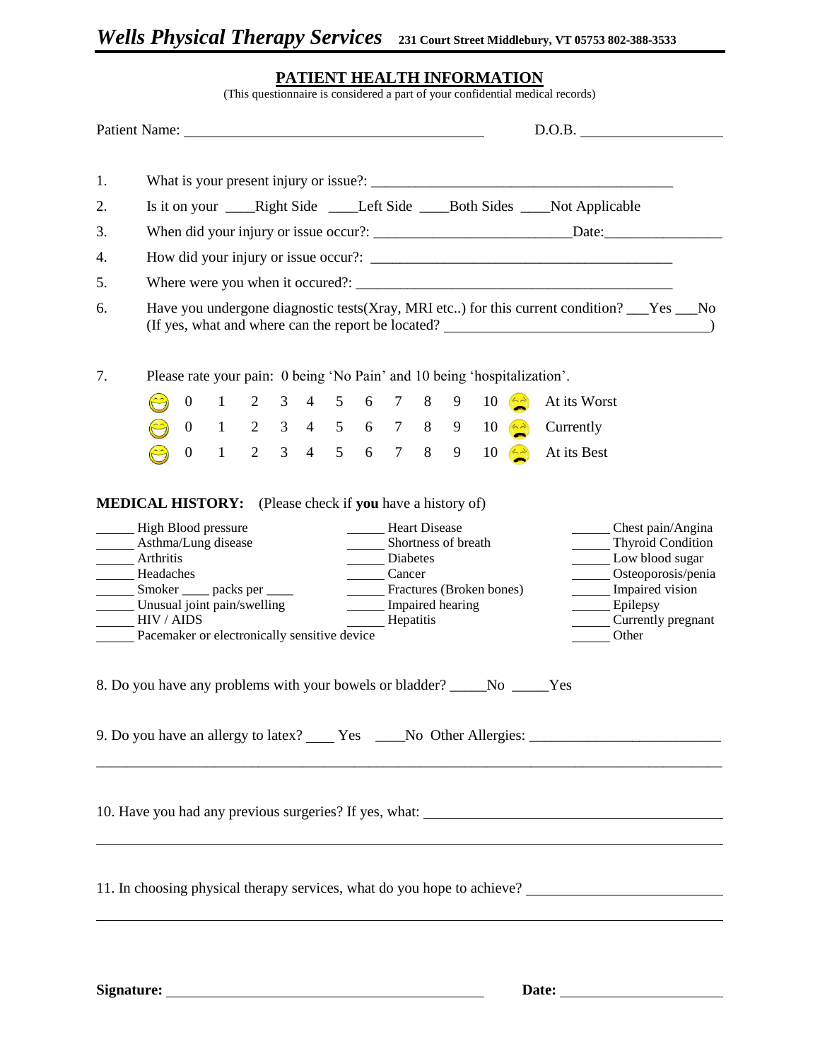# *Wells Physical Therapy Services* 231 Court Street Middlebury, VT 05753 802-388-3533

## PATIENT HEALTH INFORMATION

(This questionnaire is considered a part of your confidential medical records)

Patient Name: ______________________________ D.O.B. ________________

1. What is your present injury or issue?: ________________________________
2. Is it on your ____Right Side ____Left Side ____Both Sides ____Not Applicable
3. When did your injury or issue occur?: ______________________Date:______________
4. How did your injury or issue occur?: ________________________________
5. Where were you when it occured?: ________________________________
6. Have you undergone diagnostic tests(Xray, MRI etc..) for this current condition? ___Yes ___No (If yes, what and where can the report be located? ______________________________)

7. Please rate your pain: 0 being 'No Pain' and 10 being 'hospitalization'.

| | | | | | | | | | | | | |
|---|---|---|---|---|---|---|---|---|---|---|---|---|
| 0 | 1 | 2 | 3 | 4 | 5 | 6 | 7 | 8 | 9 | 10 | | At its Worst |
| 0 | 1 | 2 | 3 | 4 | 5 | 6 | 7 | 8 | 9 | 10 | | Currently |
| 0 | 1 | 2 | 3 | 4 | 5 | 6 | 7 | 8 | 9 | 10 | | At its Best |

**MEDICAL HISTORY:** (Please check if **you** have a history of)

_____ High Blood pressure
_____ Asthma/Lung disease
_____ Arthritis
_____ Headaches
_____ Smoker ____ packs per ____
_____ Unusual joint pain/swelling
_____ HIV / AIDS
_____ Pacemaker or electronically sensitive device
_____ Heart Disease
_____ Shortness of breath
_____ Diabetes
_____ Cancer
_____ Fractures (Broken bones)
_____ Impaired hearing
_____ Hepatitis
_____ Chest pain/Angina
_____ Thyroid Condition
_____ Low blood sugar
_____ Osteoporosis/penia
_____ Impaired vision
_____ Epilepsy
_____ Currently pregnant
_____ Other

8. Do you have any problems with your bowels or bladder? _____No _____Yes

9. Do you have an allergy to latex? ____ Yes ____No Other Allergies: ______________________

______________________________________________________________________________

10. Have you had any previous surgeries? If yes, what: ______________________________

______________________________________________________________________________

11. In choosing physical therapy services, what do you hope to achieve? ____________________

______________________________________________________________________________

**Signature:** ______________________________ **Date:** ________________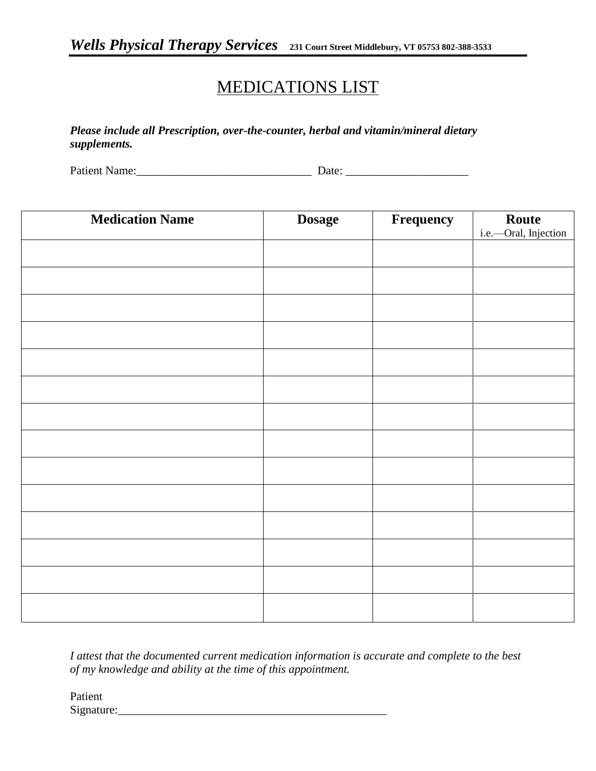*Wells Physical Therapy Services* **231 Court Street Middlebury, VT 05753 802-388-3533**

# MEDICATIONS LIST

***Please include all Prescription, over-the-counter, herbal and vitamin/mineral dietary supplements.***

Patient Name:_______________________________ Date: _____________________

| **Medication Name** | **Dosage** | **Frequency** | **Route** i.e.—Oral, Injection |
|---|---|---|---|
| | | | |
| | | | |
| | | | |
| | | | |
| | | | |
| | | | |
| | | | |
| | | | |
| | | | |
| | | | |
| | | | |
| | | | |
| | | | |
| | | | |

*I attest that the documented current medication information is accurate and complete to the best of my knowledge and ability at the time of this appointment.*

Patient Signature:________________________________________________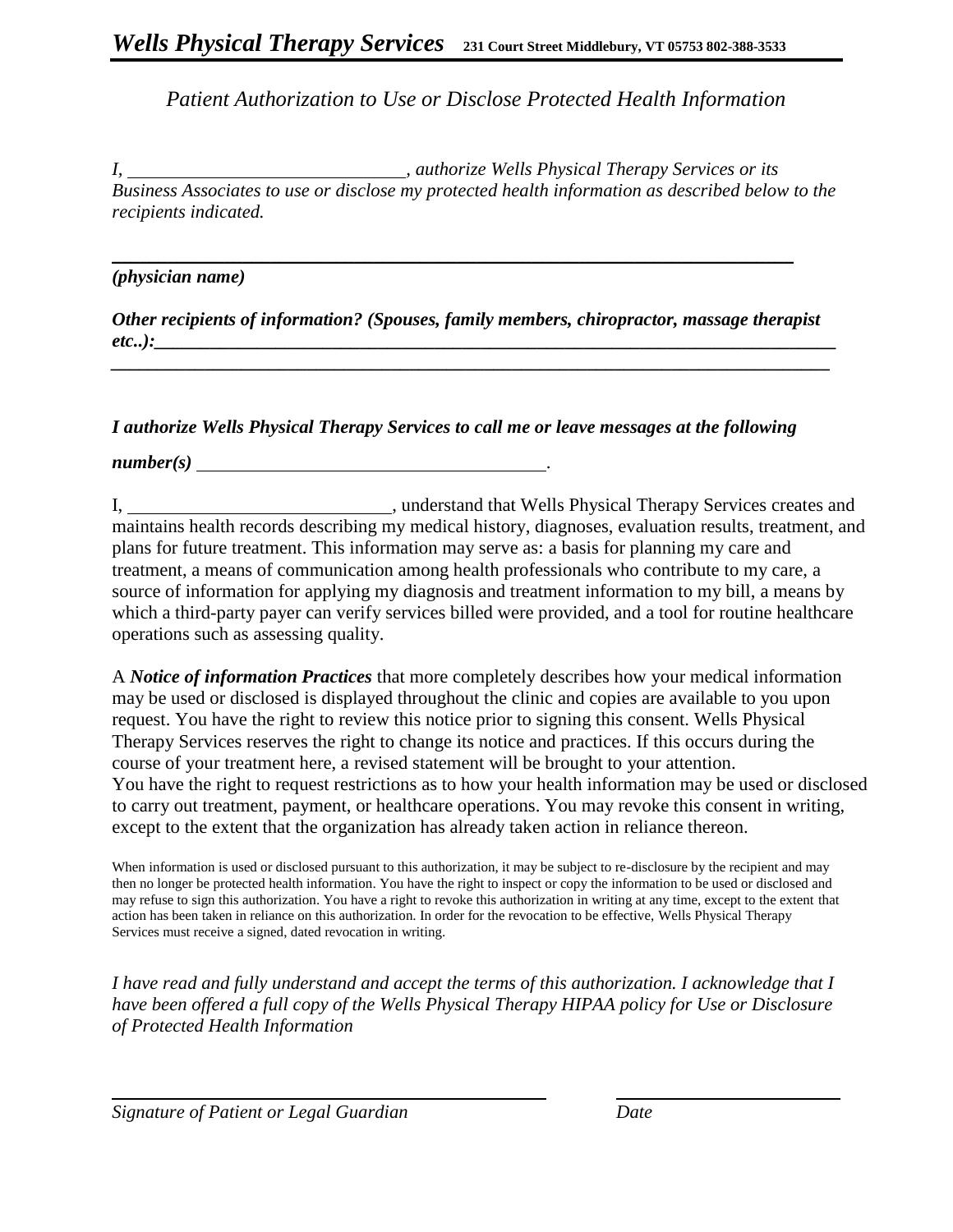# *Wells Physical Therapy Services* **231 Court Street Middlebury, VT 05753 802-388-3533**

*Patient Authorization to Use or Disclose Protected Health Information*

*I, ______________________________, authorize Wells Physical Therapy Services or its Business Associates to use or disclose my protected health information as described below to the recipients indicated.*

___________________________________________________________________________

***(physician name)***

***Other recipients of information? (Spouses, family members, chiropractor, massage therapist etc..):***___________________________________________________________________________
___________________________________________________________________________

***I authorize Wells Physical Therapy Services to call me or leave messages at the following number(s)*** ______________________________________.

I, ____________________________, understand that Wells Physical Therapy Services creates and maintains health records describing my medical history, diagnoses, evaluation results, treatment, and plans for future treatment. This information may serve as: a basis for planning my care and treatment, a means of communication among health professionals who contribute to my care, a source of information for applying my diagnosis and treatment information to my bill, a means by which a third-party payer can verify services billed were provided, and a tool for routine healthcare operations such as assessing quality.

A ***Notice of information Practices*** that more completely describes how your medical information may be used or disclosed is displayed throughout the clinic and copies are available to you upon request. You have the right to review this notice prior to signing this consent. Wells Physical Therapy Services reserves the right to change its notice and practices. If this occurs during the course of your treatment here, a revised statement will be brought to your attention.
You have the right to request restrictions as to how your health information may be used or disclosed to carry out treatment, payment, or healthcare operations. You may revoke this consent in writing, except to the extent that the organization has already taken action in reliance thereon.

When information is used or disclosed pursuant to this authorization, it may be subject to re-disclosure by the recipient and may then no longer be protected health information. You have the right to inspect or copy the information to be used or disclosed and may refuse to sign this authorization. You have a right to revoke this authorization in writing at any time, except to the extent that action has been taken in reliance on this authorization. In order for the revocation to be effective, Wells Physical Therapy Services must receive a signed, dated revocation in writing.

*I have read and fully understand and accept the terms of this authorization. I acknowledge that I have been offered a full copy of the Wells Physical Therapy HIPAA policy for Use or Disclosure of Protected Health Information*

_________________________________________ ______________________

*Signature of Patient or Legal Guardian* *Date*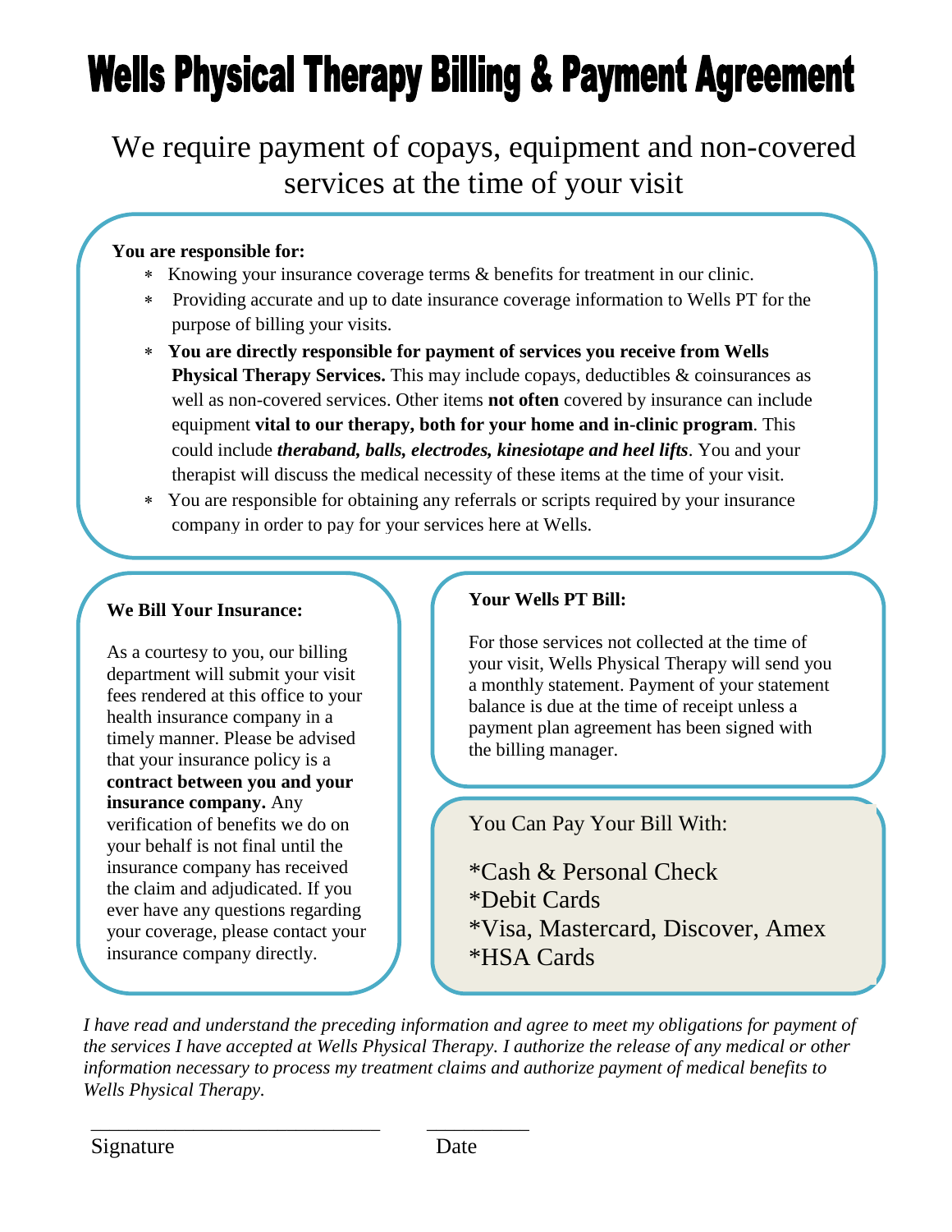# Wells Physical Therapy Billing & Payment Agreement

We require payment of copays, equipment and non-covered services at the time of your visit

**You are responsible for:**

- Knowing your insurance coverage terms & benefits for treatment in our clinic.
- Providing accurate and up to date insurance coverage information to Wells PT for the purpose of billing your visits.
- **You are directly responsible for payment of services you receive from Wells Physical Therapy Services.** This may include copays, deductibles & coinsurances as well as non-covered services. Other items **not often** covered by insurance can include equipment **vital to our therapy, both for your home and in-clinic program**. This could include ***theraband, balls, electrodes, kinesiotape and heel lifts***. You and your therapist will discuss the medical necessity of these items at the time of your visit.
- You are responsible for obtaining any referrals or scripts required by your insurance company in order to pay for your services here at Wells.

**We Bill Your Insurance:**

As a courtesy to you, our billing department will submit your visit fees rendered at this office to your health insurance company in a timely manner. Please be advised that your insurance policy is a **contract between you and your insurance company.** Any verification of benefits we do on your behalf is not final until the insurance company has received the claim and adjudicated. If you ever have any questions regarding your coverage, please contact your insurance company directly.

**Your Wells PT Bill:**

For those services not collected at the time of your visit, Wells Physical Therapy will send you a monthly statement. Payment of your statement balance is due at the time of receipt unless a payment plan agreement has been signed with the billing manager.

You Can Pay Your Bill With:

*Cash & Personal Check
*Debit Cards
*Visa, Mastercard, Discover, Amex
*HSA Cards

*I have read and understand the preceding information and agree to meet my obligations for payment of the services I have accepted at Wells Physical Therapy. I authorize the release of any medical or other information necessary to process my treatment claims and authorize payment of medical benefits to Wells Physical Therapy.*

_____________________________ __________

Signature Date